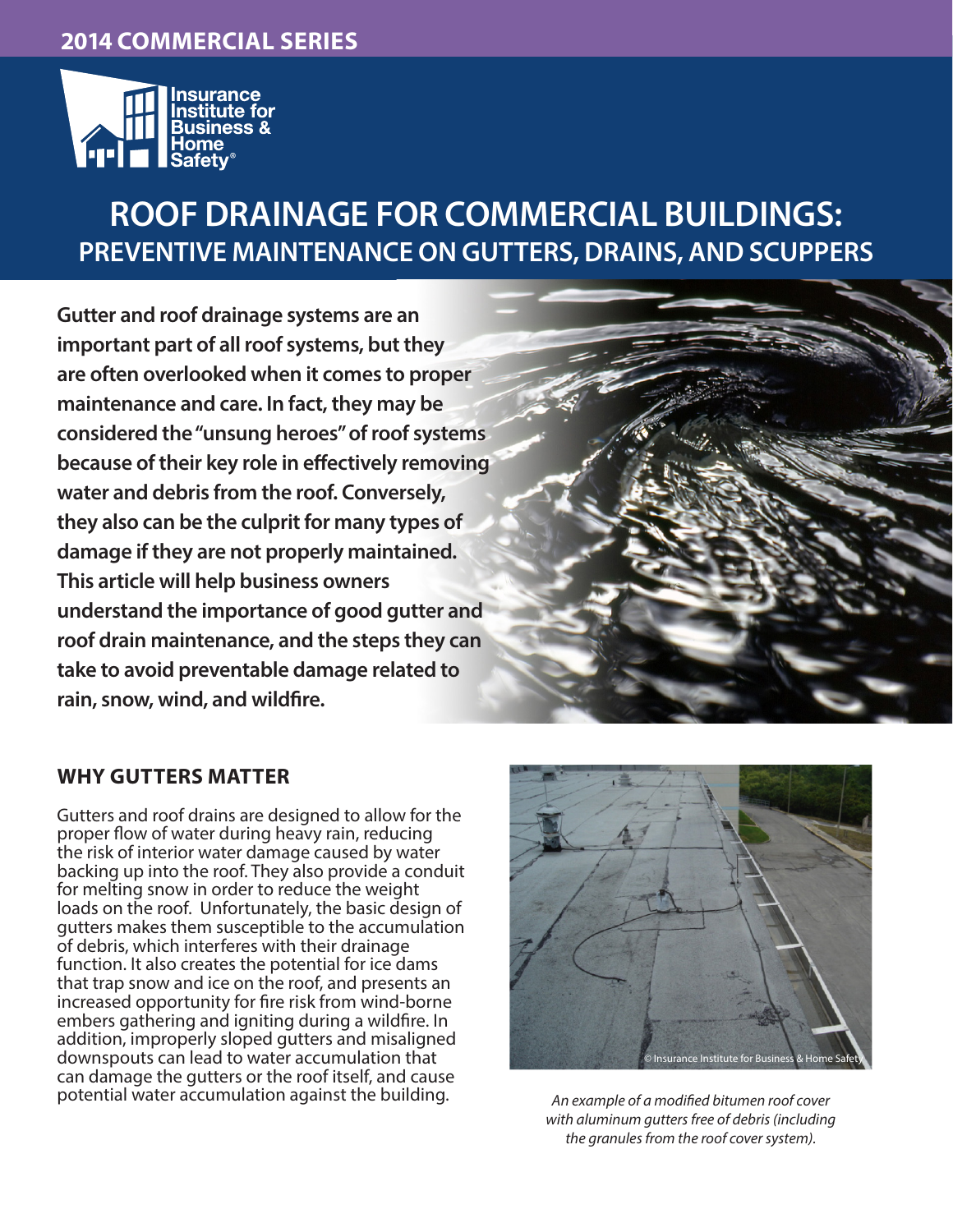2014 COMMERCIAL SERIES

# ROOF DRAINAGE FOR COMMERCIAL BUILDINGS:
## PREVENTIVE MAINTENANCE ON GUTTERS, DRAINS, AND SCUPPERS

**Gutter and roof drainage systems are an important part of all roof systems, but they are often overlooked when it comes to proper maintenance and care. In fact, they may be considered the "unsung heroes" of roof systems because of their key role in effectively removing water and debris from the roof. Conversely, they also can be the culprit for many types of damage if they are not properly maintained. This article will help business owners understand the importance of good gutter and roof drain maintenance, and the steps they can take to avoid preventable damage related to rain, snow, wind, and wildfire.**

### WHY GUTTERS MATTER

Gutters and roof drains are designed to allow for the proper flow of water during heavy rain, reducing the risk of interior water damage caused by water backing up into the roof. They also provide a conduit for melting snow in order to reduce the weight loads on the roof. Unfortunately, the basic design of gutters makes them susceptible to the accumulation of debris, which interferes with their drainage function. It also creates the potential for ice dams that trap snow and ice on the roof, and presents an increased opportunity for fire risk from wind-borne embers gathering and igniting during a wildfire. In addition, improperly sloped gutters and misaligned downspouts can lead to water accumulation that can damage the gutters or the roof itself, and cause potential water accumulation against the building.

*An example of a modified bitumen roof cover with aluminum gutters free of debris (including the granules from the roof cover system).*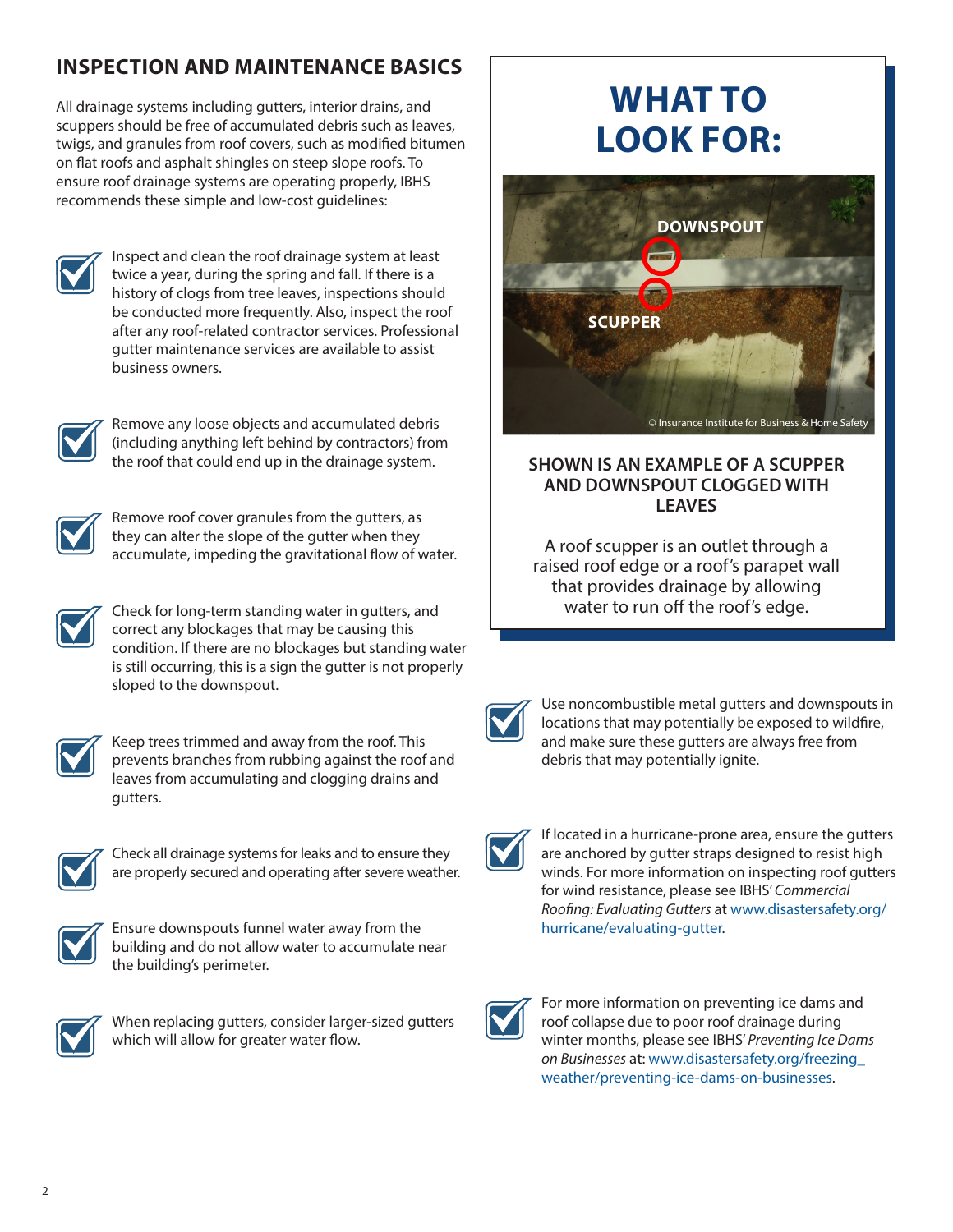## INSPECTION AND MAINTENANCE BASICS

All drainage systems including gutters, interior drains, and scuppers should be free of accumulated debris such as leaves, twigs, and granules from roof covers, such as modified bitumen on flat roofs and asphalt shingles on steep slope roofs. To ensure roof drainage systems are operating properly, IBHS recommends these simple and low-cost guidelines:

- Inspect and clean the roof drainage system at least twice a year, during the spring and fall. If there is a history of clogs from tree leaves, inspections should be conducted more frequently. Also, inspect the roof after any roof-related contractor services. Professional gutter maintenance services are available to assist business owners.
- Remove any loose objects and accumulated debris (including anything left behind by contractors) from the roof that could end up in the drainage system.
- Remove roof cover granules from the gutters, as they can alter the slope of the gutter when they accumulate, impeding the gravitational flow of water.
- Check for long-term standing water in gutters, and correct any blockages that may be causing this condition. If there are no blockages but standing water is still occurring, this is a sign the gutter is not properly sloped to the downspout.
- Keep trees trimmed and away from the roof. This prevents branches from rubbing against the roof and leaves from accumulating and clogging drains and gutters.
- Check all drainage systems for leaks and to ensure they are properly secured and operating after severe weather.
- Ensure downspouts funnel water away from the building and do not allow water to accumulate near the building's perimeter.
- When replacing gutters, consider larger-sized gutters which will allow for greater water flow.

## WHAT TO LOOK FOR:

DOWNSPOUT

SCUPPER

© Insurance Institute for Business & Home Safety

**SHOWN IS AN EXAMPLE OF A SCUPPER AND DOWNSPOUT CLOGGED WITH LEAVES**

A roof scupper is an outlet through a raised roof edge or a roof's parapet wall that provides drainage by allowing water to run off the roof's edge.

- Use noncombustible metal gutters and downspouts in locations that may potentially be exposed to wildfire, and make sure these gutters are always free from debris that may potentially ignite.
- If located in a hurricane-prone area, ensure the gutters are anchored by gutter straps designed to resist high winds. For more information on inspecting roof gutters for wind resistance, please see IBHS' *Commercial Roofing: Evaluating Gutters* at www.disastersafety.org/hurricane/evaluating-gutter.
- For more information on preventing ice dams and roof collapse due to poor roof drainage during winter months, please see IBHS' *Preventing Ice Dams on Businesses* at: www.disastersafety.org/freezing_weather/preventing-ice-dams-on-businesses.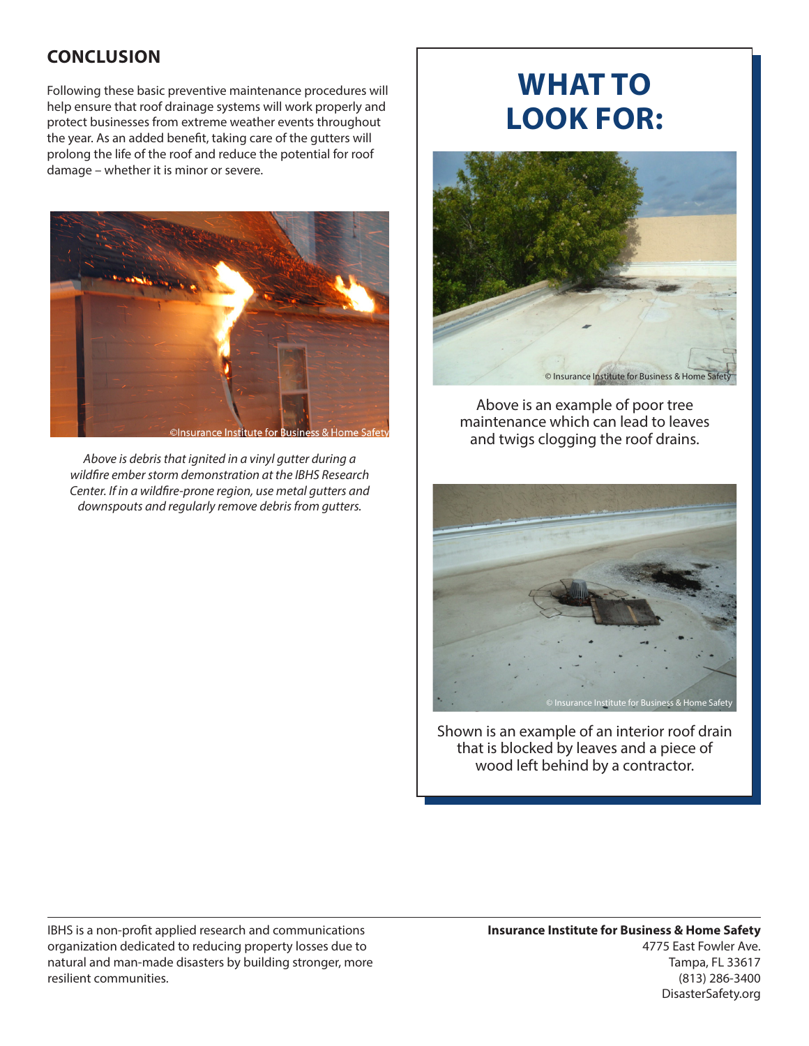## CONCLUSION

Following these basic preventive maintenance procedures will help ensure that roof drainage systems will work properly and protect businesses from extreme weather events throughout the year. As an added benefit, taking care of the gutters will prolong the life of the roof and reduce the potential for roof damage – whether it is minor or severe.

©Insurance Institute for Business & Home Safety

*Above is debris that ignited in a vinyl gutter during a wildfire ember storm demonstration at the IBHS Research Center. If in a wildfire-prone region, use metal gutters and downspouts and regularly remove debris from gutters.*

## WHAT TO LOOK FOR:

© Insurance Institute for Business & Home Safety

Above is an example of poor tree maintenance which can lead to leaves and twigs clogging the roof drains.

© Insurance Institute for Business & Home Safety

Shown is an example of an interior roof drain that is blocked by leaves and a piece of wood left behind by a contractor.

IBHS is a non-profit applied research and communications organization dedicated to reducing property losses due to natural and man-made disasters by building stronger, more resilient communities.

**Insurance Institute for Business & Home Safety**
4775 East Fowler Ave.
Tampa, FL 33617
(813) 286-3400
DisasterSafety.org